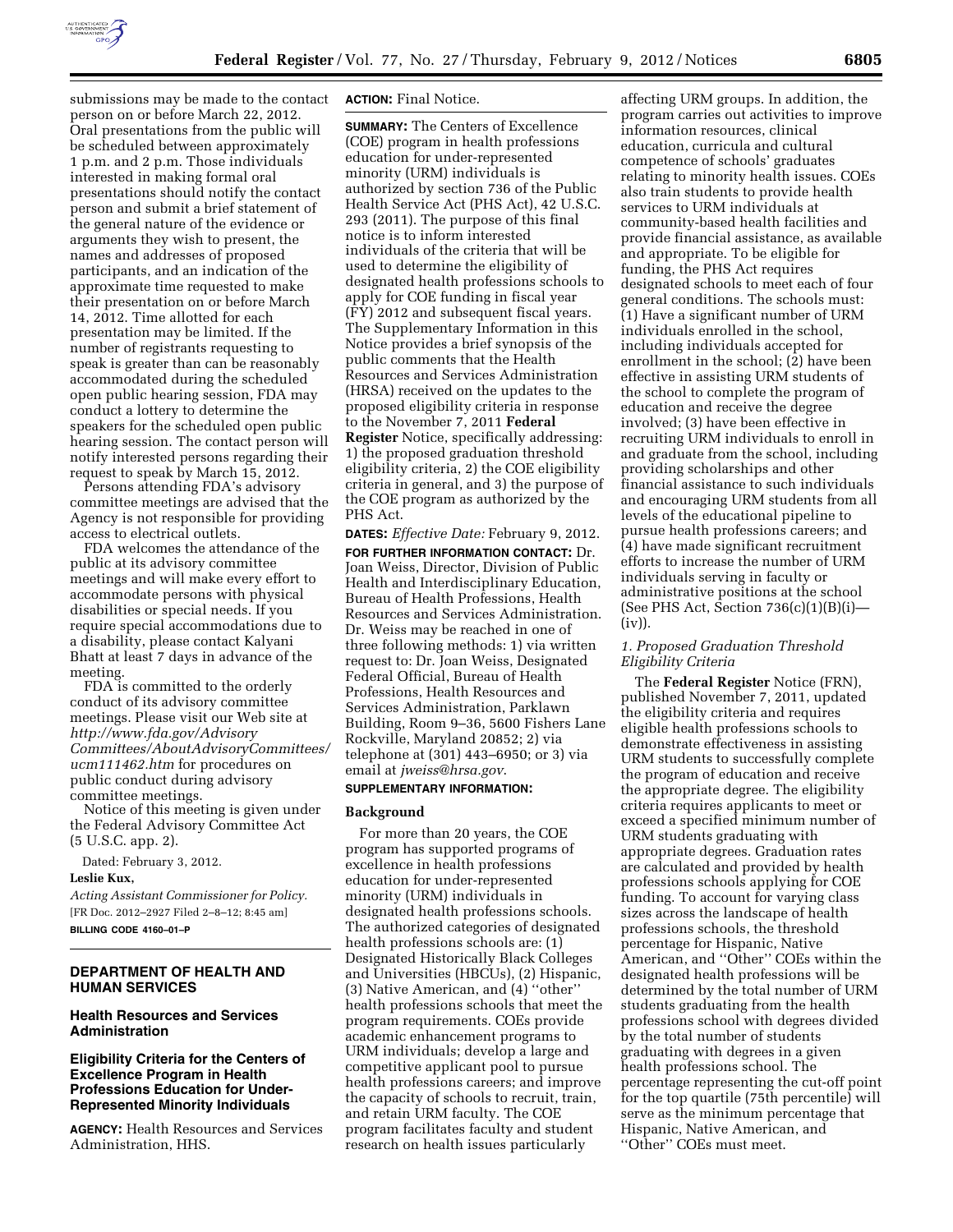submissions may be made to the contact person on or before March 22, 2012. Oral presentations from the public will be scheduled between approximately 1 p.m. and 2 p.m. Those individuals interested in making formal oral presentations should notify the contact person and submit a brief statement of the general nature of the evidence or arguments they wish to present, the names and addresses of proposed participants, and an indication of the approximate time requested to make their presentation on or before March 14, 2012. Time allotted for each presentation may be limited. If the number of registrants requesting to speak is greater than can be reasonably accommodated during the scheduled open public hearing session, FDA may conduct a lottery to determine the speakers for the scheduled open public hearing session. The contact person will notify interested persons regarding their request to speak by March 15, 2012.

Persons attending FDA's advisory committee meetings are advised that the Agency is not responsible for providing access to electrical outlets.

FDA welcomes the attendance of the public at its advisory committee meetings and will make every effort to accommodate persons with physical disabilities or special needs. If you require special accommodations due to a disability, please contact Kalyani Bhatt at least 7 days in advance of the meeting.

FDA is committed to the orderly conduct of its advisory committee meetings. Please visit our Web site at *http://www.fda.gov/AdvisoryCommittees/AboutAdvisoryCommittees/ucm111462.htm* for procedures on public conduct during advisory committee meetings.

Notice of this meeting is given under the Federal Advisory Committee Act (5 U.S.C. app. 2).

Dated: February 3, 2012.

**Leslie Kux,**

*Acting Assistant Commissioner for Policy.*

[FR Doc. 2012–2927 Filed 2–8–12; 8:45 am]

**BILLING CODE 4160–01–P**

## DEPARTMENT OF HEALTH AND HUMAN SERVICES

### Health Resources and Services Administration

### Eligibility Criteria for the Centers of Excellence Program in Health Professions Education for Under-Represented Minority Individuals

**AGENCY:** Health Resources and Services Administration, HHS.

**ACTION:** Final Notice.

**SUMMARY:** The Centers of Excellence (COE) program in health professions education for under-represented minority (URM) individuals is authorized by section 736 of the Public Health Service Act (PHS Act), 42 U.S.C. 293 (2011). The purpose of this final notice is to inform interested individuals of the criteria that will be used to determine the eligibility of designated health professions schools to apply for COE funding in fiscal year (FY) 2012 and subsequent fiscal years. The Supplementary Information in this Notice provides a brief synopsis of the public comments that the Health Resources and Services Administration (HRSA) received on the updates to the proposed eligibility criteria in response to the November 7, 2011 **Federal Register** Notice, specifically addressing: 1) the proposed graduation threshold eligibility criteria, 2) the COE eligibility criteria in general, and 3) the purpose of the COE program as authorized by the PHS Act.

**DATES:** *Effective Date:* February 9, 2012.

**FOR FURTHER INFORMATION CONTACT:** Dr. Joan Weiss, Director, Division of Public Health and Interdisciplinary Education, Bureau of Health Professions, Health Resources and Services Administration. Dr. Weiss may be reached in one of three following methods: 1) via written request to: Dr. Joan Weiss, Designated Federal Official, Bureau of Health Professions, Health Resources and Services Administration, Parklawn Building, Room 9–36, 5600 Fishers Lane Rockville, Maryland 20852; 2) via telephone at (301) 443–6950; or 3) via email at *jweiss@hrsa.gov*.

**SUPPLEMENTARY INFORMATION:**

#### Background

For more than 20 years, the COE program has supported programs of excellence in health professions education for under-represented minority (URM) individuals in designated health professions schools. The authorized categories of designated health professions schools are: (1) Designated Historically Black Colleges and Universities (HBCUs), (2) Hispanic, (3) Native American, and (4) ''other'' health professions schools that meet the program requirements. COEs provide academic enhancement programs to URM individuals; develop a large and competitive applicant pool to pursue health professions careers; and improve the capacity of schools to recruit, train, and retain URM faculty. The COE program facilitates faculty and student research on health issues particularly affecting URM groups. In addition, the program carries out activities to improve information resources, clinical education, curricula and cultural competence of schools' graduates relating to minority health issues. COEs also train students to provide health services to URM individuals at community-based health facilities and provide financial assistance, as available and appropriate. To be eligible for funding, the PHS Act requires designated schools to meet each of four general conditions. The schools must: (1) Have a significant number of URM individuals enrolled in the school, including individuals accepted for enrollment in the school; (2) have been effective in assisting URM students of the school to complete the program of education and receive the degree involved; (3) have been effective in recruiting URM individuals to enroll in and graduate from the school, including providing scholarships and other financial assistance to such individuals and encouraging URM students from all levels of the educational pipeline to pursue health professions careers; and (4) have made significant recruitment efforts to increase the number of URM individuals serving in faculty or administrative positions at the school (See PHS Act, Section 736(c)(1)(B)(i)—(iv)).

#### *1. Proposed Graduation Threshold Eligibility Criteria*

The **Federal Register** Notice (FRN), published November 7, 2011, updated the eligibility criteria and requires eligible health professions schools to demonstrate effectiveness in assisting URM students to successfully complete the program of education and receive the appropriate degree. The eligibility criteria requires applicants to meet or exceed a specified minimum number of URM students graduating with appropriate degrees. Graduation rates are calculated and provided by health professions schools applying for COE funding. To account for varying class sizes across the landscape of health professions schools, the threshold percentage for Hispanic, Native American, and ''Other'' COEs within the designated health professions will be determined by the total number of URM students graduating from the health professions school with degrees divided by the total number of students graduating with degrees in a given health professions school. The percentage representing the cut-off point for the top quartile (75th percentile) will serve as the minimum percentage that Hispanic, Native American, and ''Other'' COEs must meet.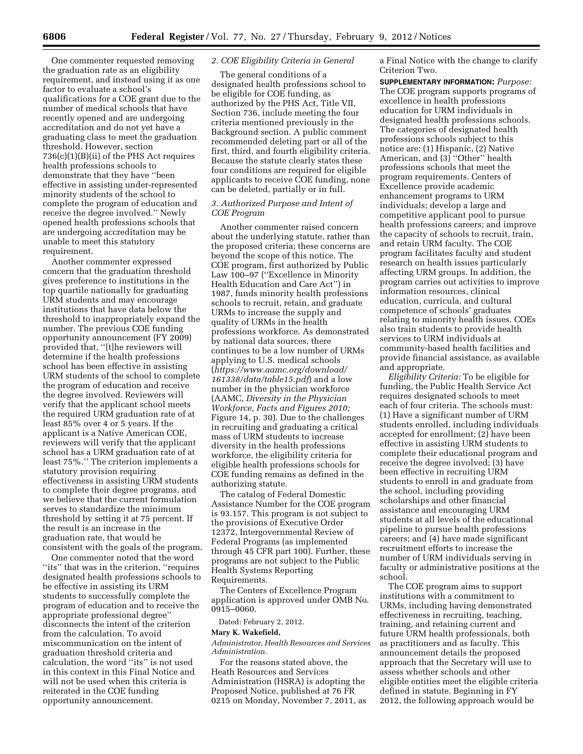One commenter requested removing the graduation rate as an eligibility requirement, and instead using it as one factor to evaluate a school's qualifications for a COE grant due to the number of medical schools that have recently opened and are undergoing accreditation and do not yet have a graduating class to meet the graduation threshold. However, section 736(c)(1)(B)(ii) of the PHS Act requires health professions schools to demonstrate that they have ''been effective in assisting under-represented minority students of the school to complete the program of education and receive the degree involved.'' Newly opened health professions schools that are undergoing accreditation may be unable to meet this statutory requirement.

Another commenter expressed concern that the graduation threshold gives preference to institutions in the top quartile nationally for graduating URM students and may encourage institutions that have data below the threshold to inappropriately expand the number. The previous COE funding opportunity announcement (FY 2009) provided that, ''[t]he reviewers will determine if the health professions school has been effective in assisting URM students of the school to complete the program of education and receive the degree involved. Reviewers will verify that the applicant school meets the required URM graduation rate of at least 85% over 4 or 5 years. If the applicant is a Native American COE, reviewers will verify that the applicant school has a URM graduation rate of at least 75%.'' The criterion implements a statutory provision requiring effectiveness in assisting URM students to complete their degree programs, and we believe that the current formulation serves to standardize the minimum threshold by setting it at 75 percent. If the result is an increase in the graduation rate, that would be consistent with the goals of the program.

One commenter noted that the word ''its'' that was in the criterion, ''requires designated health professions schools to be effective in assisting its URM students to successfully complete the program of education and to receive the appropriate professional degree'' disconnects the intent of the criterion from the calculation. To avoid miscommunication on the intent of graduation threshold criteria and calculation, the word ''its'' is not used in this context in this Final Notice and will not be used when this criteria is reiterated in the COE funding opportunity announcement.

*2. COE Eligibility Criteria in General*

The general conditions of a designated health professions school to be eligible for COE funding, as authorized by the PHS Act, Title VII, Section 736, include meeting the four criteria mentioned previously in the Background section. A public comment recommended deleting part or all of the first, third, and fourth eligibility criteria. Because the statute clearly states these four conditions are required for eligible applicants to receive COE funding, none can be deleted, partially or in full.

*3. Authorized Purpose and Intent of COE Program*

Another commenter raised concern about the underlying statute, rather than the proposed criteria; these concerns are beyond the scope of this notice. The COE program, first authorized by Public Law 100–97 (''Excellence in Minority Health Education and Care Act'') in 1987, funds minority health professions schools to recruit, retain, and graduate URMs to increase the supply and quality of URMs in the health professions workforce. As demonstrated by national data sources, there continues to be a low number of URMs applying to U.S. medical schools (*https://www.aamc.org/download/161338/data/table15.pdf*) and a low number in the physician workforce (AAMC, *Diversity in the Physician Workforce, Facts and Figures 2010;* Figure 14, p. 30). Due to the challenges in recruiting and graduating a critical mass of URM students to increase diversity in the health professions workforce, the eligibility criteria for eligible health professions schools for COE funding remains as defined in the authorizing statute.

The catalog of Federal Domestic Assistance Number for the COE program is 93.157. This program is not subject to the provisions of Executive Order 12372, Intergovernmental Review of Federal Programs (as implemented through 45 CFR part 100). Further, these programs are not subject to the Public Health Systems Reporting Requirements.

The Centers of Excellence Program application is approved under OMB No. 0915–0060.

Dated: February 2, 2012.

**Mary K. Wakefield,**

*Administrator, Health Resources and Services Administration.*

For the reasons stated above, the Heath Resources and Services Administration (HSRA) is adopting the Proposed Notice, published at 76 FR 0215 on Monday, November 7, 2011, as a Final Notice with the change to clarify Criterion Two.

**SUPPLEMENTARY INFORMATION:** *Purpose:* The COE program supports programs of excellence in health professions education for URM individuals in designated health professions schools. The categories of designated health professions schools subject to this notice are: (1) Hispanic, (2) Native American, and (3) ''Other'' health professions schools that meet the program requirements. Centers of Excellence provide academic enhancement programs to URM individuals; develop a large and competitive applicant pool to pursue health professions careers; and improve the capacity of schools to recruit, train, and retain URM faculty. The COE program facilitates faculty and student research on health issues particularly affecting URM groups. In addition, the program carries out activities to improve information resources, clinical education, curricula, and cultural competence of schools' graduates relating to minority health issues. COEs also train students to provide health services to URM individuals at community-based health facilities and provide financial assistance, as available and appropriate.

*Eligibility Criteria:* To be eligible for funding, the Public Health Service Act requires designated schools to meet each of four criteria. The schools must: (1) Have a significant number of URM students enrolled, including individuals accepted for enrollment; (2) have been effective in assisting URM students to complete their educational program and receive the degree involved; (3) have been effective in recruiting URM students to enroll in and graduate from the school, including providing scholarships and other financial assistance and encouraging URM students at all levels of the educational pipeline to pursue health professions careers; and (4) have made significant recruitment efforts to increase the number of URM individuals serving in faculty or administrative positions at the school.

The COE program aims to support institutions with a commitment to URMs, including having demonstrated effectiveness in recruiting, teaching, training, and retaining current and future URM health professionals, both as practitioners and as faculty. This announcement details the proposed approach that the Secretary will use to assess whether schools and other eligible entities meet the eligible criteria defined in statute. Beginning in FY 2012, the following approach would be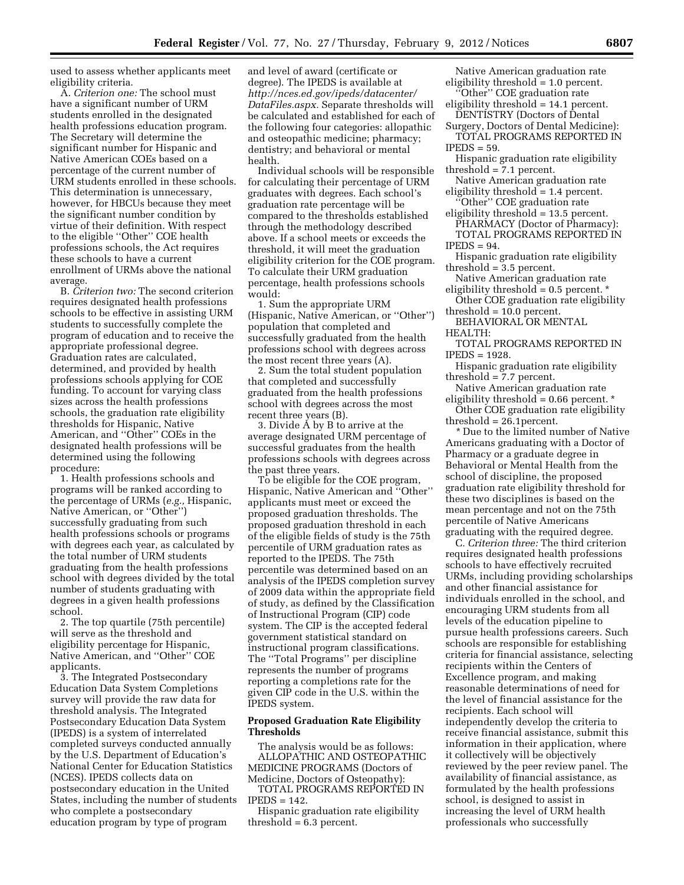used to assess whether applicants meet eligibility criteria.

A. *Criterion one:* The school must have a significant number of URM students enrolled in the designated health professions education program. The Secretary will determine the significant number for Hispanic and Native American COEs based on a percentage of the current number of URM students enrolled in these schools. This determination is unnecessary, however, for HBCUs because they meet the significant number condition by virtue of their definition. With respect to the eligible ''Other'' COE health professions schools, the Act requires these schools to have a current enrollment of URMs above the national average.

B. *Criterion two:* The second criterion requires designated health professions schools to be effective in assisting URM students to successfully complete the program of education and to receive the appropriate professional degree. Graduation rates are calculated, determined, and provided by health professions schools applying for COE funding. To account for varying class sizes across the health professions schools, the graduation rate eligibility thresholds for Hispanic, Native American, and ''Other'' COEs in the designated health professions will be determined using the following procedure:

1. Health professions schools and programs will be ranked according to the percentage of URMs (*e.g.,* Hispanic, Native American, or ''Other'') successfully graduating from such health professions schools or programs with degrees each year, as calculated by the total number of URM students graduating from the health professions school with degrees divided by the total number of students graduating with degrees in a given health professions school.

2. The top quartile (75th percentile) will serve as the threshold and eligibility percentage for Hispanic, Native American, and ''Other'' COE applicants.

3. The Integrated Postsecondary Education Data System Completions survey will provide the raw data for threshold analysis. The Integrated Postsecondary Education Data System (IPEDS) is a system of interrelated completed surveys conducted annually by the U.S. Department of Education's National Center for Education Statistics (NCES). IPEDS collects data on postsecondary education in the United States, including the number of students who complete a postsecondary education program by type of program and level of award (certificate or degree). The IPEDS is available at *http://nces.ed.gov/ipeds/datacenter/DataFiles.aspx.* Separate thresholds will be calculated and established for each of the following four categories: allopathic and osteopathic medicine; pharmacy; dentistry; and behavioral or mental health.

Individual schools will be responsible for calculating their percentage of URM graduates with degrees. Each school's graduation rate percentage will be compared to the thresholds established through the methodology described above. If a school meets or exceeds the threshold, it will meet the graduation eligibility criterion for the COE program. To calculate their URM graduation percentage, health professions schools would:

1. Sum the appropriate URM (Hispanic, Native American, or ''Other'') population that completed and successfully graduated from the health professions school with degrees across the most recent three years (A).

2. Sum the total student population that completed and successfully graduated from the health professions school with degrees across the most recent three years (B).

3. Divide A by B to arrive at the average designated URM percentage of successful graduates from the health professions schools with degrees across the past three years.

To be eligible for the COE program, Hispanic, Native American and ''Other'' applicants must meet or exceed the proposed graduation thresholds. The proposed graduation threshold in each of the eligible fields of study is the 75th percentile of URM graduation rates as reported to the IPEDS. The 75th percentile was determined based on an analysis of the IPEDS completion survey of 2009 data within the appropriate field of study, as defined by the Classification of Instructional Program (CIP) code system. The CIP is the accepted federal government statistical standard on instructional program classifications. The ''Total Programs'' per discipline represents the number of programs reporting a completions rate for the given CIP code in the U.S. within the IPEDS system.

**Proposed Graduation Rate Eligibility Thresholds**

The analysis would be as follows:

ALLOPATHIC AND OSTEOPATHIC MEDICINE PROGRAMS (Doctors of Medicine, Doctors of Osteopathy):

TOTAL PROGRAMS REPORTED IN IPEDS = 142.

Hispanic graduation rate eligibility threshold = 6.3 percent.

Native American graduation rate eligibility threshold = 1.0 percent.

''Other'' COE graduation rate eligibility threshold = 14.1 percent.

DENTISTRY (Doctors of Dental Surgery, Doctors of Dental Medicine):

TOTAL PROGRAMS REPORTED IN IPEDS = 59.

Hispanic graduation rate eligibility threshold = 7.1 percent.

Native American graduation rate eligibility threshold = 1.4 percent.

''Other'' COE graduation rate eligibility threshold = 13.5 percent.

PHARMACY (Doctor of Pharmacy):

TOTAL PROGRAMS REPORTED IN IPEDS = 94.

Hispanic graduation rate eligibility threshold = 3.5 percent.

Native American graduation rate eligibility threshold = 0.5 percent. *

Other COE graduation rate eligibility threshold = 10.0 percent.

BEHAVIORAL OR MENTAL HEALTH:

TOTAL PROGRAMS REPORTED IN IPEDS = 1928.

Hispanic graduation rate eligibility threshold = 7.7 percent.

Native American graduation rate eligibility threshold = 0.66 percent. *

Other COE graduation rate eligibility threshold = 26.1percent.

* Due to the limited number of Native Americans graduating with a Doctor of Pharmacy or a graduate degree in Behavioral or Mental Health from the school of discipline, the proposed graduation rate eligibility threshold for these two disciplines is based on the mean percentage and not on the 75th percentile of Native Americans graduating with the required degree.

C. *Criterion three:* The third criterion requires designated health professions schools to have effectively recruited URMs, including providing scholarships and other financial assistance for individuals enrolled in the school, and encouraging URM students from all levels of the education pipeline to pursue health professions careers. Such schools are responsible for establishing criteria for financial assistance, selecting recipients within the Centers of Excellence program, and making reasonable determinations of need for the level of financial assistance for the recipients. Each school will independently develop the criteria to receive financial assistance, submit this information in their application, where it collectively will be objectively reviewed by the peer review panel. The availability of financial assistance, as formulated by the health professions school, is designed to assist in increasing the level of URM health professionals who successfully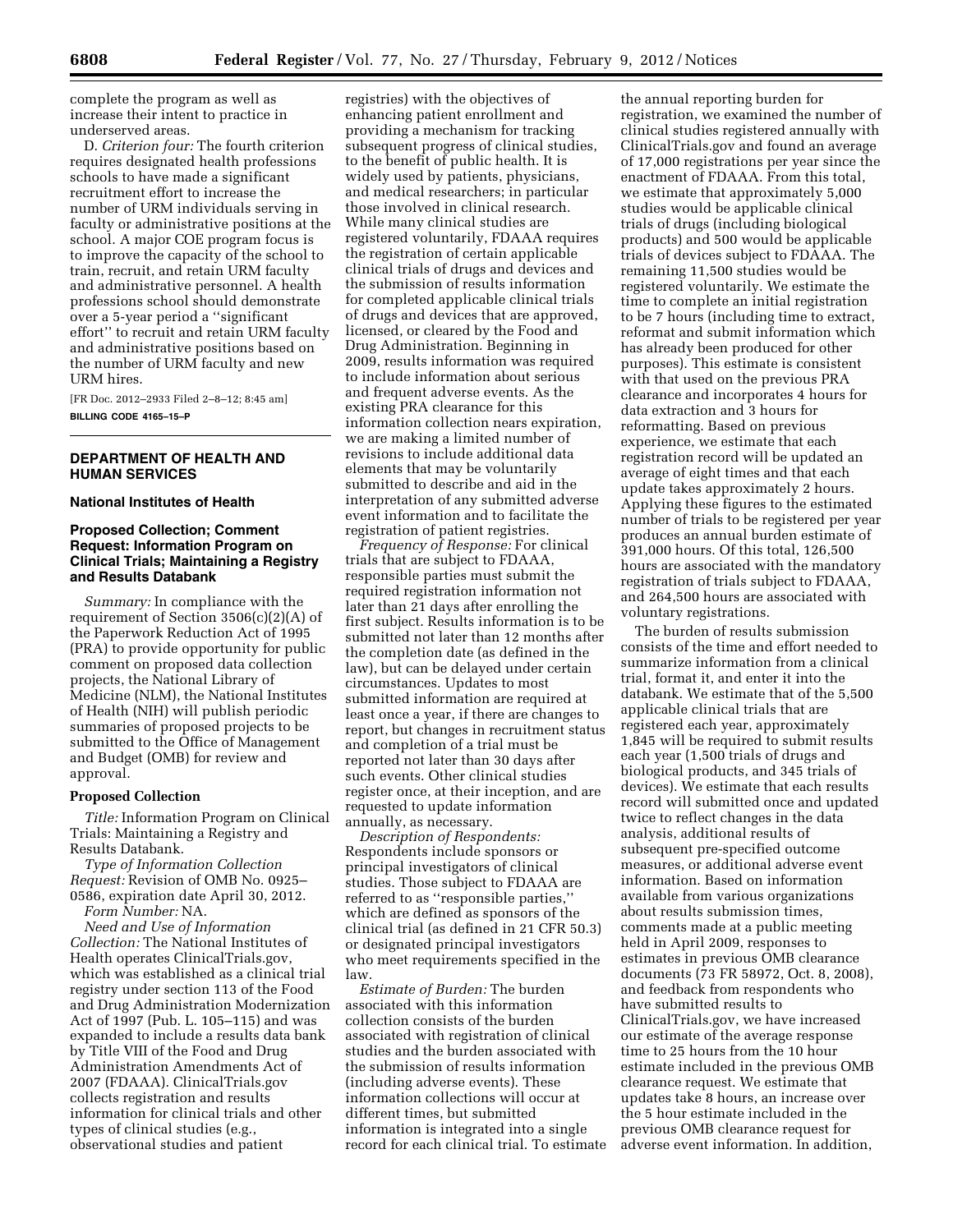complete the program as well as increase their intent to practice in underserved areas.

D. *Criterion four:* The fourth criterion requires designated health professions schools to have made a significant recruitment effort to increase the number of URM individuals serving in faculty or administrative positions at the school. A major COE program focus is to improve the capacity of the school to train, recruit, and retain URM faculty and administrative personnel. A health professions school should demonstrate over a 5-year period a ''significant effort'' to recruit and retain URM faculty and administrative positions based on the number of URM faculty and new URM hires.

[FR Doc. 2012–2933 Filed 2–8–12; 8:45 am]

**BILLING CODE 4165–15–P**

## DEPARTMENT OF HEALTH AND HUMAN SERVICES

### National Institutes of Health

### Proposed Collection; Comment Request: Information Program on Clinical Trials; Maintaining a Registry and Results Databank

*Summary:* In compliance with the requirement of Section 3506(c)(2)(A) of the Paperwork Reduction Act of 1995 (PRA) to provide opportunity for public comment on proposed data collection projects, the National Library of Medicine (NLM), the National Institutes of Health (NIH) will publish periodic summaries of proposed projects to be submitted to the Office of Management and Budget (OMB) for review and approval.

#### Proposed Collection

*Title:* Information Program on Clinical Trials: Maintaining a Registry and Results Databank.

*Type of Information Collection Request:* Revision of OMB No. 0925–0586, expiration date April 30, 2012.

*Form Number:* NA.

*Need and Use of Information Collection:* The National Institutes of Health operates ClinicalTrials.gov, which was established as a clinical trial registry under section 113 of the Food and Drug Administration Modernization Act of 1997 (Pub. L. 105–115) and was expanded to include a results data bank by Title VIII of the Food and Drug Administration Amendments Act of 2007 (FDAAA). ClinicalTrials.gov collects registration and results information for clinical trials and other types of clinical studies (e.g., observational studies and patient registries) with the objectives of enhancing patient enrollment and providing a mechanism for tracking subsequent progress of clinical studies, to the benefit of public health. It is widely used by patients, physicians, and medical researchers; in particular those involved in clinical research. While many clinical studies are registered voluntarily, FDAAA requires the registration of certain applicable clinical trials of drugs and devices and the submission of results information for completed applicable clinical trials of drugs and devices that are approved, licensed, or cleared by the Food and Drug Administration. Beginning in 2009, results information was required to include information about serious and frequent adverse events. As the existing PRA clearance for this information collection nears expiration, we are making a limited number of revisions to include additional data elements that may be voluntarily submitted to describe and aid in the interpretation of any submitted adverse event information and to facilitate the registration of patient registries.

*Frequency of Response:* For clinical trials that are subject to FDAAA, responsible parties must submit the required registration information not later than 21 days after enrolling the first subject. Results information is to be submitted not later than 12 months after the completion date (as defined in the law), but can be delayed under certain circumstances. Updates to most submitted information are required at least once a year, if there are changes to report, but changes in recruitment status and completion of a trial must be reported not later than 30 days after such events. Other clinical studies register once, at their inception, and are requested to update information annually, as necessary.

*Description of Respondents:* Respondents include sponsors or principal investigators of clinical studies. Those subject to FDAAA are referred to as ''responsible parties,'' which are defined as sponsors of the clinical trial (as defined in 21 CFR 50.3) or designated principal investigators who meet requirements specified in the law.

*Estimate of Burden:* The burden associated with this information collection consists of the burden associated with registration of clinical studies and the burden associated with the submission of results information (including adverse events). These information collections will occur at different times, but submitted information is integrated into a single record for each clinical trial. To estimate the annual reporting burden for registration, we examined the number of clinical studies registered annually with ClinicalTrials.gov and found an average of 17,000 registrations per year since the enactment of FDAAA. From this total, we estimate that approximately 5,000 studies would be applicable clinical trials of drugs (including biological products) and 500 would be applicable trials of devices subject to FDAAA. The remaining 11,500 studies would be registered voluntarily. We estimate the time to complete an initial registration to be 7 hours (including time to extract, reformat and submit information which has already been produced for other purposes). This estimate is consistent with that used on the previous PRA clearance and incorporates 4 hours for data extraction and 3 hours for reformatting. Based on previous experience, we estimate that each registration record will be updated an average of eight times and that each update takes approximately 2 hours. Applying these figures to the estimated number of trials to be registered per year produces an annual burden estimate of 391,000 hours. Of this total, 126,500 hours are associated with the mandatory registration of trials subject to FDAAA, and 264,500 hours are associated with voluntary registrations.

The burden of results submission consists of the time and effort needed to summarize information from a clinical trial, format it, and enter it into the databank. We estimate that of the 5,500 applicable clinical trials that are registered each year, approximately 1,845 will be required to submit results each year (1,500 trials of drugs and biological products, and 345 trials of devices). We estimate that each results record will submitted once and updated twice to reflect changes in the data analysis, additional results of subsequent pre-specified outcome measures, or additional adverse event information. Based on information available from various organizations about results submission times, comments made at a public meeting held in April 2009, responses to estimates in previous OMB clearance documents (73 FR 58972, Oct. 8, 2008), and feedback from respondents who have submitted results to ClinicalTrials.gov, we have increased our estimate of the average response time to 25 hours from the 10 hour estimate included in the previous OMB clearance request. We estimate that updates take 8 hours, an increase over the 5 hour estimate included in the previous OMB clearance request for adverse event information. In addition,